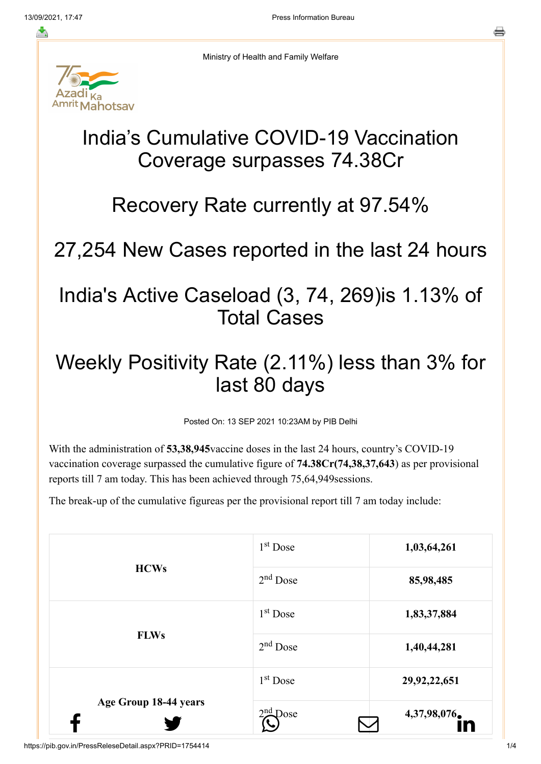Ministry of Health and Family Welfare

# India's Cumulative COVID-19 Vaccination Coverage surpasses 74.38Cr

# Recovery Rate currently at 97.54%

# 27,254 New Cases reported in the last 24 hours

# India's Active Caseload (3, 74, 269)is 1.13% of Total Cases

# Weekly Positivity Rate (2.11%) less than 3% for last 80 days

Posted On: 13 SEP 2021 10:23AM by PIB Delhi

With the administration of **53,38,945**vaccine doses in the last 24 hours, country's COVID-19 vaccination coverage surpassed the cumulative figure of **74.38Cr(74,38,37,643**) as per provisional reports till 7 am today. This has been achieved through 75,64,949sessions.

The break-up of the cumulative figureas per the provisional report till 7 am today include:

| | | |
|---|---|---|
| **HCWs** | 1st Dose | **1,03,64,261** |
| | 2nd Dose | **85,98,485** |
| **FLWs** | 1st Dose | **1,83,37,884** |
| | 2nd Dose | **1,40,44,281** |
| **Age Group 18-44 years** | 1st Dose | **29,92,22,651** |
| | 2nd Dose | **4,37,98,076** |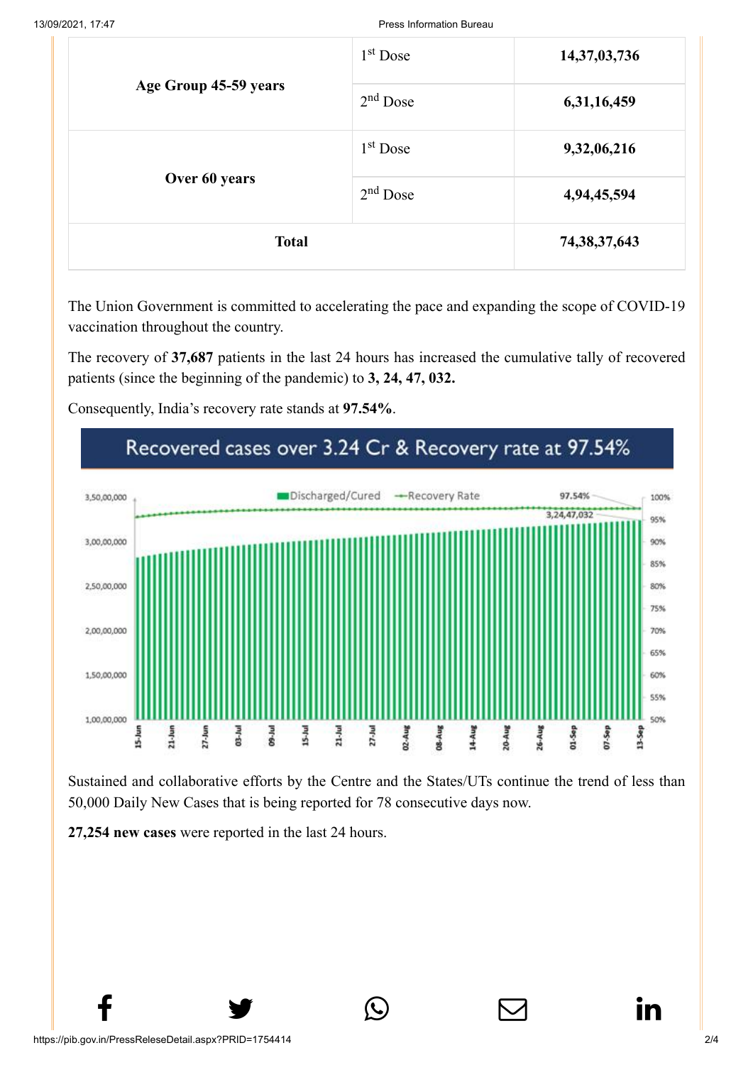| Age Group 45-59 years | 1st Dose | 14,37,03,736 |
|---|---|---|
| | 2nd Dose | 6,31,16,459 |
| Over 60 years | 1st Dose | 9,32,06,216 |
| | 2nd Dose | 4,94,45,594 |
| **Total** | | **74,38,37,643** |

The Union Government is committed to accelerating the pace and expanding the scope of COVID-19 vaccination throughout the country.

The recovery of **37,687** patients in the last 24 hours has increased the cumulative tally of recovered patients (since the beginning of the pandemic) to **3, 24, 47, 032.**

Consequently, India's recovery rate stands at **97.54%**.

Recovered cases over 3.24 Cr & Recovery rate at 97.54%

Sustained and collaborative efforts by the Centre and the States/UTs continue the trend of less than 50,000 Daily New Cases that is being reported for 78 consecutive days now.

**27,254 new cases** were reported in the last 24 hours.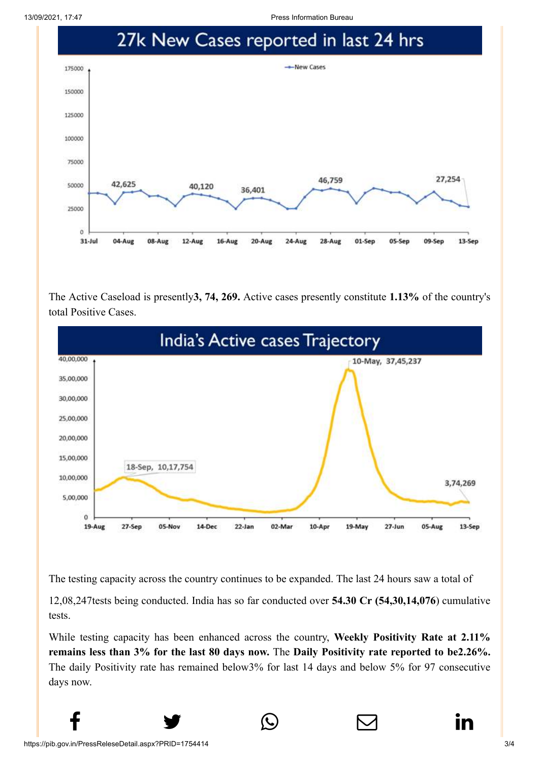## 27k New Cases reported in last 24 hrs

The Active Caseload is presently**3, 74, 269.** Active cases presently constitute **1.13%** of the country's total Positive Cases.

## India's Active cases Trajectory

The testing capacity across the country continues to be expanded. The last 24 hours saw a total of 12,08,247tests being conducted. India has so far conducted over **54.30 Cr (54,30,14,076**) cumulative tests.

While testing capacity has been enhanced across the country, **Weekly Positivity Rate at 2.11% remains less than 3% for the last 80 days now.** The **Daily Positivity rate reported to be2.26%.** The daily Positivity rate has remained below3% for last 14 days and below 5% for 97 consecutive days now.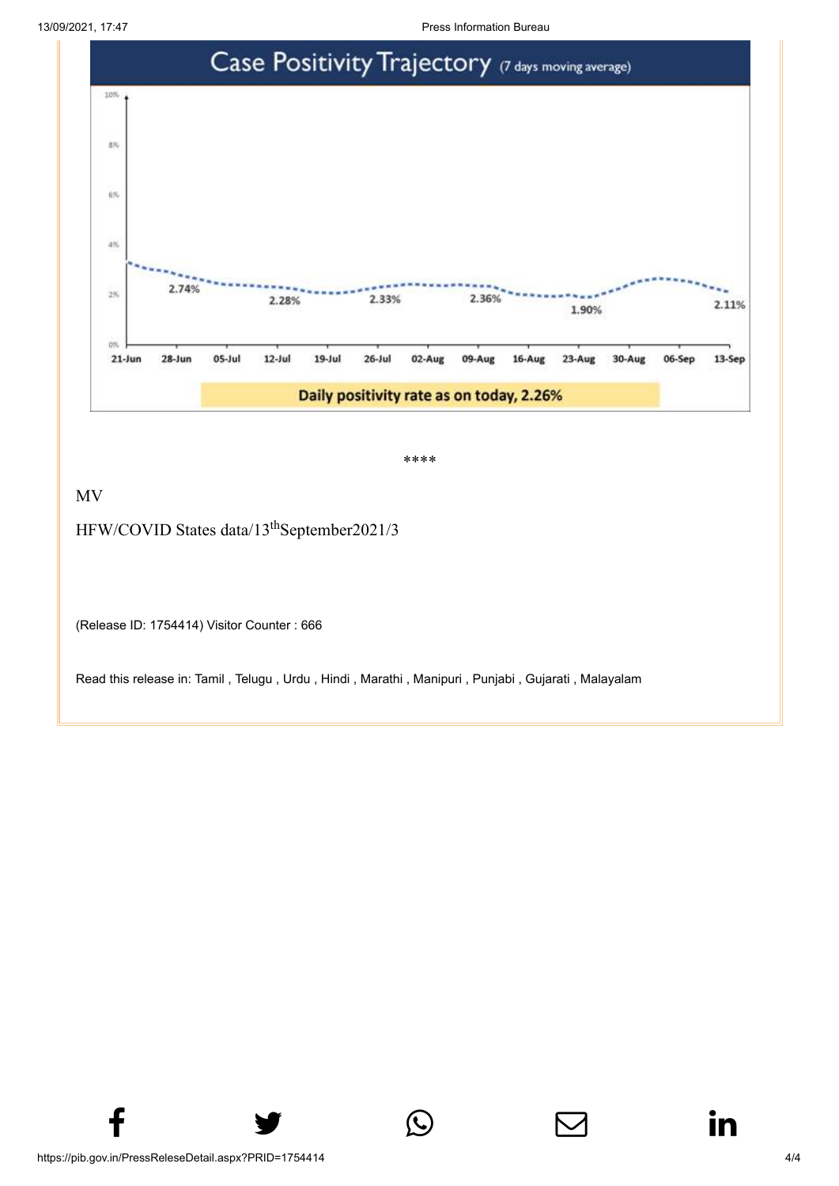Case Positivity Trajectory (7 days moving average)

10%
8%
6%
4%
2%
0%

2.74%
2.28%
2.33%
2.36%
1.90%
2.11%

21-Jun 28-Jun 05-Jul 12-Jul 19-Jul 26-Jul 02-Aug 09-Aug 16-Aug 23-Aug 30-Aug 06-Sep 13-Sep

Daily positivity rate as on today, 2.26%

\*\*\*\*

MV

HFW/COVID States data/13thSeptember2021/3

(Release ID: 1754414) Visitor Counter : 666

Read this release in: Tamil , Telugu , Urdu , Hindi , Marathi , Manipuri , Punjabi , Gujarati , Malayalam